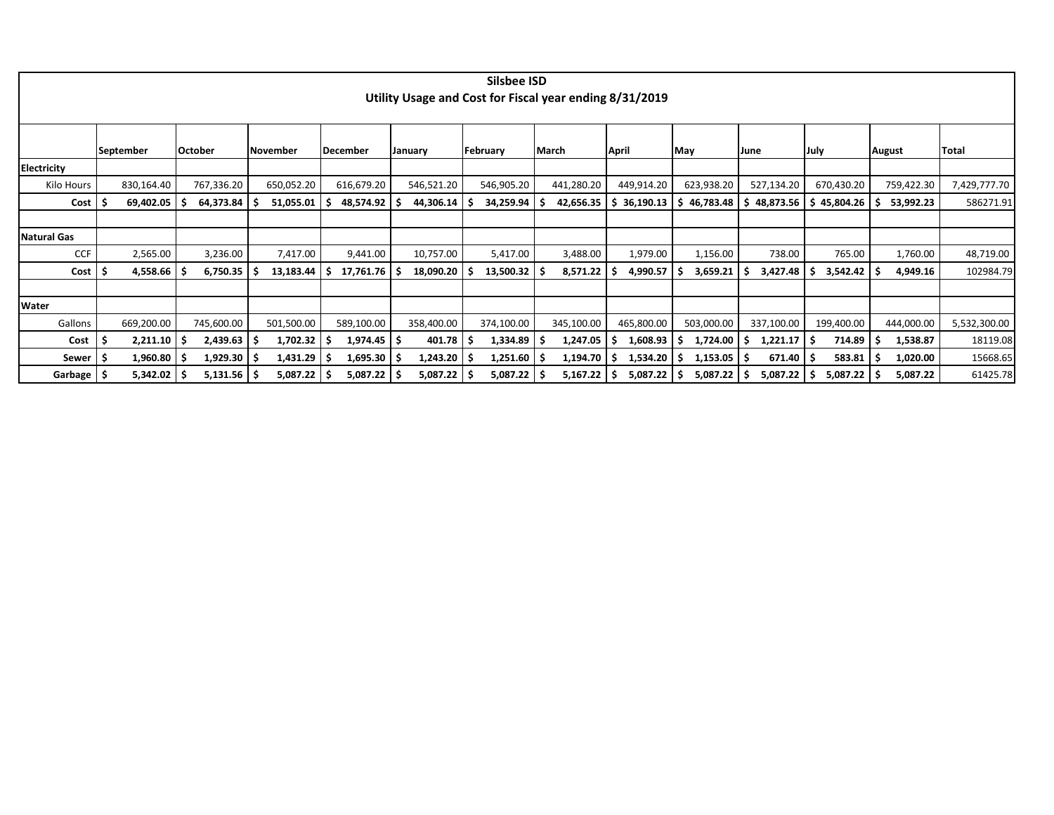## Silsbee ISD
### Utility Usage and Cost for Fiscal year ending 8/31/2019

| | September | October | November | December | January | February | March | April | May | June | July | August | Total |
|---|---|---|---|---|---|---|---|---|---|---|---|---|---|
| **Electricity** | | | | | | | | | | | | | |
| Kilo Hours | 830,164.40 | 767,336.20 | 650,052.20 | 616,679.20 | 546,521.20 | 546,905.20 | 441,280.20 | 449,914.20 | 623,938.20 | 527,134.20 | 670,430.20 | 759,422.30 | 7,429,777.70 |
| **Cost** | **$ 69,402.05** | **$ 64,373.84** | **$ 51,055.01** | **$ 48,574.92** | **$ 44,306.14** | **$ 34,259.94** | **$ 42,656.35** | **$ 36,190.13** | **$ 46,783.48** | **$ 48,873.56** | **$ 45,804.26** | **$ 53,992.23** | 586271.91 |
| | | | | | | | | | | | | | |
| **Natural Gas** | | | | | | | | | | | | | |
| CCF | 2,565.00 | 3,236.00 | 7,417.00 | 9,441.00 | 10,757.00 | 5,417.00 | 3,488.00 | 1,979.00 | 1,156.00 | 738.00 | 765.00 | 1,760.00 | 48,719.00 |
| **Cost** | **$ 4,558.66** | **$ 6,750.35** | **$ 13,183.44** | **$ 17,761.76** | **$ 18,090.20** | **$ 13,500.32** | **$ 8,571.22** | **$ 4,990.57** | **$ 3,659.21** | **$ 3,427.48** | **$ 3,542.42** | **$ 4,949.16** | 102984.79 |
| | | | | | | | | | | | | | |
| **Water** | | | | | | | | | | | | | |
| Gallons | 669,200.00 | 745,600.00 | 501,500.00 | 589,100.00 | 358,400.00 | 374,100.00 | 345,100.00 | 465,800.00 | 503,000.00 | 337,100.00 | 199,400.00 | 444,000.00 | 5,532,300.00 |
| **Cost** | **$ 2,211.10** | **$ 2,439.63** | **$ 1,702.32** | **$ 1,974.45** | **$ 401.78** | **$ 1,334.89** | **$ 1,247.05** | **$ 1,608.93** | **$ 1,724.00** | **$ 1,221.17** | **$ 714.89** | **$ 1,538.87** | 18119.08 |
| **Sewer** | **$ 1,960.80** | **$ 1,929.30** | **$ 1,431.29** | **$ 1,695.30** | **$ 1,243.20** | **$ 1,251.60** | **$ 1,194.70** | **$ 1,534.20** | **$ 1,153.05** | **$ 671.40** | **$ 583.81** | **$ 1,020.00** | 15668.65 |
| **Garbage** | **$ 5,342.02** | **$ 5,131.56** | **$ 5,087.22** | **$ 5,087.22** | **$ 5,087.22** | **$ 5,087.22** | **$ 5,167.22** | **$ 5,087.22** | **$ 5,087.22** | **$ 5,087.22** | **$ 5,087.22** | **$ 5,087.22** | 61425.78 |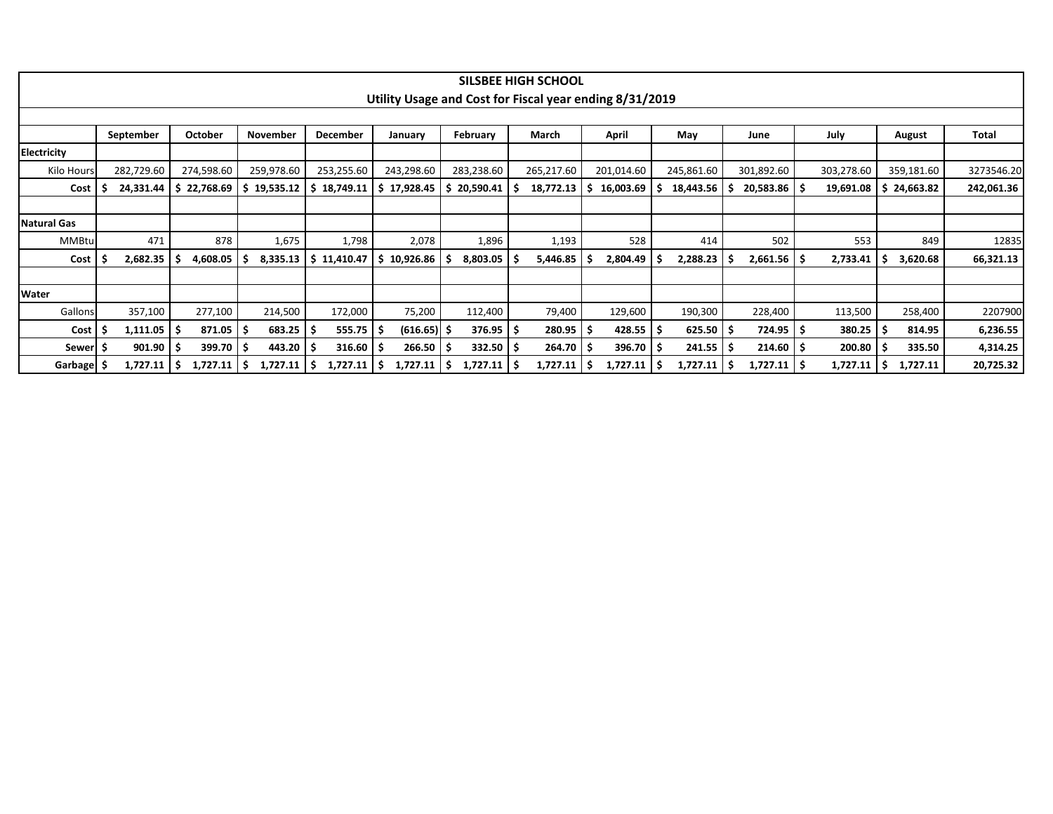## SILBEE HIGH SCHOOL

| SILSBEE HIGH SCHOOL | | | | | | | | | | | | | |
|---|---|---|---|---|---|---|---|---|---|---|---|---|---|
| **Utility Usage and Cost for Fiscal year ending 8/31/2019** | | | | | | | | | | | | | |
| | **September** | **October** | **November** | **December** | **January** | **February** | **March** | **April** | **May** | **June** | **July** | **August** | **Total** |
| **Electricity** | | | | | | | | | | | | | |
| Kilo Hours | 282,729.60 | 274,598.60 | 259,978.60 | 253,255.60 | 243,298.60 | 283,238.60 | 265,217.60 | 201,014.60 | 245,861.60 | 301,892.60 | 303,278.60 | 359,181.60 | 3273546.20 |
| **Cost** | **$ 24,331.44** | **$ 22,768.69** | **$ 19,535.12** | **$ 18,749.11** | **$ 17,928.45** | **$ 20,590.41** | **$ 18,772.13** | **$ 16,003.69** | **$ 18,443.56** | **$ 20,583.86** | **$ 19,691.08** | **$ 24,663.82** | **242,061.36** |
| **Natural Gas** | | | | | | | | | | | | | |
| MMBtu | 471 | 878 | 1,675 | 1,798 | 2,078 | 1,896 | 1,193 | 528 | 414 | 502 | 553 | 849 | 12835 |
| **Cost** | **$ 2,682.35** | **$ 4,608.05** | **$ 8,335.13** | **$ 11,410.47** | **$ 10,926.86** | **$ 8,803.05** | **$ 5,446.85** | **$ 2,804.49** | **$ 2,288.23** | **$ 2,661.56** | **$ 2,733.41** | **$ 3,620.68** | **66,321.13** |
| **Water** | | | | | | | | | | | | | |
| Gallons | 357,100 | 277,100 | 214,500 | 172,000 | 75,200 | 112,400 | 79,400 | 129,600 | 190,300 | 228,400 | 113,500 | 258,400 | 2207900 |
| **Cost** | **$ 1,111.05** | **$ 871.05** | **$ 683.25** | **$ 555.75** | **$ (616.65)** | **$ 376.95** | **$ 280.95** | **$ 428.55** | **$ 625.50** | **$ 724.95** | **$ 380.25** | **$ 814.95** | **6,236.55** |
| **Sewer** | **$ 901.90** | **$ 399.70** | **$ 443.20** | **$ 316.60** | **$ 266.50** | **$ 332.50** | **$ 264.70** | **$ 396.70** | **$ 241.55** | **$ 214.60** | **$ 200.80** | **$ 335.50** | **4,314.25** |
| **Garbage** | **$ 1,727.11** | **$ 1,727.11** | **$ 1,727.11** | **$ 1,727.11** | **$ 1,727.11** | **$ 1,727.11** | **$ 1,727.11** | **$ 1,727.11** | **$ 1,727.11** | **$ 1,727.11** | **$ 1,727.11** | **$ 1,727.11** | **20,725.32** |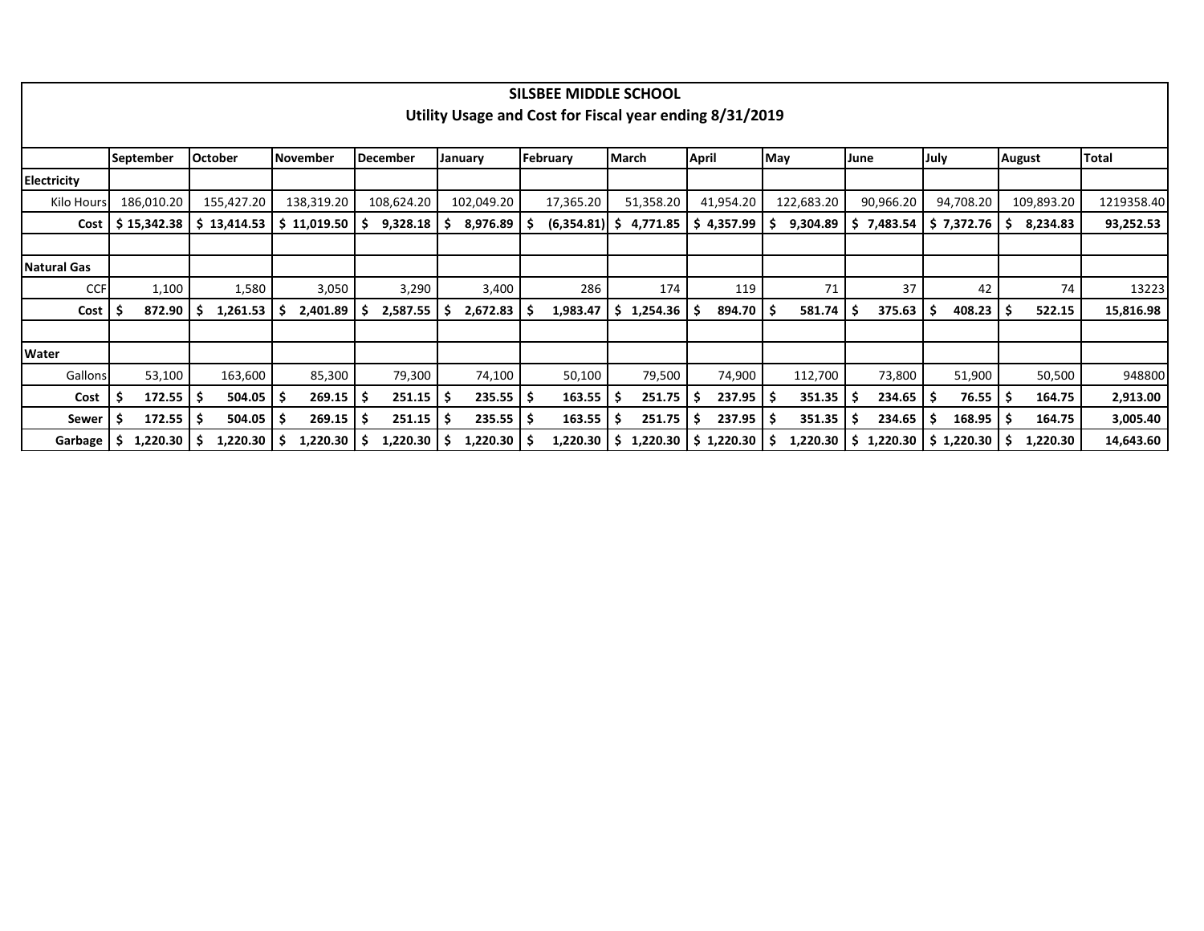# SILSBEE MIDDLE SCHOOL
## Utility Usage and Cost for Fiscal year ending 8/31/2019

| | September | October | November | December | January | February | March | April | May | June | July | August | Total |
|---|---|---|---|---|---|---|---|---|---|---|---|---|---|
| **Electricity** | | | | | | | | | | | | | |
| Kilo Hours | 186,010.20 | 155,427.20 | 138,319.20 | 108,624.20 | 102,049.20 | 17,365.20 | 51,358.20 | 41,954.20 | 122,683.20 | 90,966.20 | 94,708.20 | 109,893.20 | 1219358.40 |
| **Cost** | **$ 15,342.38** | **$ 13,414.53** | **$ 11,019.50** | **$ 9,328.18** | **$ 8,976.89** | **$ (6,354.81)** | **$ 4,771.85** | **$ 4,357.99** | **$ 9,304.89** | **$ 7,483.54** | **$ 7,372.76** | **$ 8,234.83** | **93,252.53** |
| | | | | | | | | | | | | | |
| **Natural Gas** | | | | | | | | | | | | | |
| CCF | 1,100 | 1,580 | 3,050 | 3,290 | 3,400 | 286 | 174 | 119 | 71 | 37 | 42 | 74 | 13223 |
| **Cost** | **$ 872.90** | **$ 1,261.53** | **$ 2,401.89** | **$ 2,587.55** | **$ 2,672.83** | **$ 1,983.47** | **$ 1,254.36** | **$ 894.70** | **$ 581.74** | **$ 375.63** | **$ 408.23** | **$ 522.15** | **15,816.98** |
| | | | | | | | | | | | | | |
| **Water** | | | | | | | | | | | | | |
| Gallons | 53,100 | 163,600 | 85,300 | 79,300 | 74,100 | 50,100 | 79,500 | 74,900 | 112,700 | 73,800 | 51,900 | 50,500 | 948800 |
| **Cost** | **$ 172.55** | **$ 504.05** | **$ 269.15** | **$ 251.15** | **$ 235.55** | **$ 163.55** | **$ 251.75** | **$ 237.95** | **$ 351.35** | **$ 234.65** | **$ 76.55** | **$ 164.75** | **2,913.00** |
| **Sewer** | **$ 172.55** | **$ 504.05** | **$ 269.15** | **$ 251.15** | **$ 235.55** | **$ 163.55** | **$ 251.75** | **$ 237.95** | **$ 351.35** | **$ 234.65** | **$ 168.95** | **$ 164.75** | **3,005.40** |
| **Garbage** | **$ 1,220.30** | **$ 1,220.30** | **$ 1,220.30** | **$ 1,220.30** | **$ 1,220.30** | **$ 1,220.30** | **$ 1,220.30** | **$ 1,220.30** | **$ 1,220.30** | **$ 1,220.30** | **$ 1,220.30** | **$ 1,220.30** | **14,643.60** |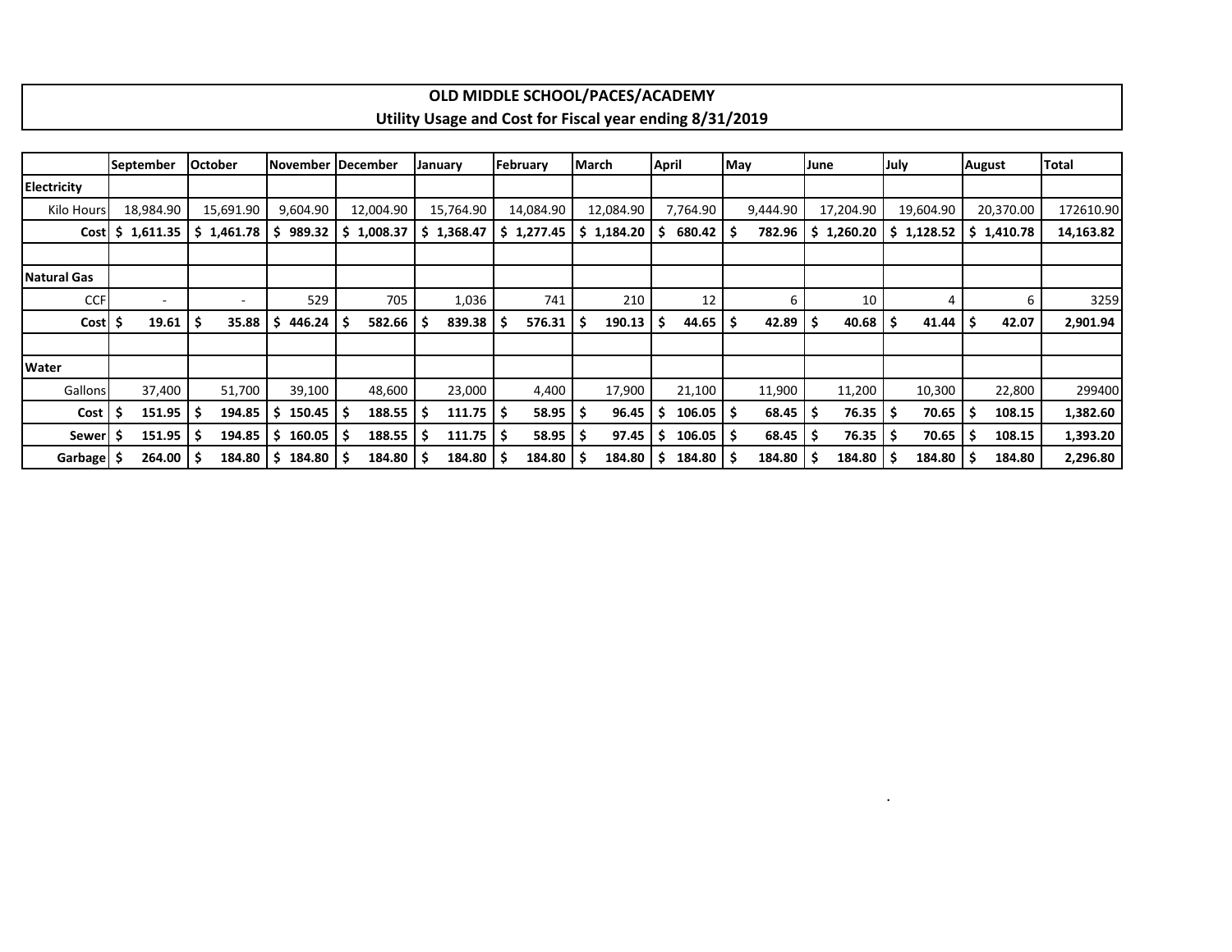## OLD MIDDLE SCHOOL/PACES/ACADEMY
### Utility Usage and Cost for Fiscal year ending 8/31/2019

| | September | October | November | December | January | February | March | April | May | June | July | August | Total |
|---|---|---|---|---|---|---|---|---|---|---|---|---|---|
| **Electricity** | | | | | | | | | | | | | |
| Kilo Hours | 18,984.90 | 15,691.90 | 9,604.90 | 12,004.90 | 15,764.90 | 14,084.90 | 12,084.90 | 7,764.90 | 9,444.90 | 17,204.90 | 19,604.90 | 20,370.00 | 172610.90 |
| **Cost** | **$ 1,611.35** | **$ 1,461.78** | **$ 989.32** | **$ 1,008.37** | **$ 1,368.47** | **$ 1,277.45** | **$ 1,184.20** | **$ 680.42** | **$ 782.96** | **$ 1,260.20** | **$ 1,128.52** | **$ 1,410.78** | **14,163.82** |
| | | | | | | | | | | | | | |
| **Natural Gas** | | | | | | | | | | | | | |
| CCF | - | - | 529 | 705 | 1,036 | 741 | 210 | 12 | 6 | 10 | 4 | 6 | 3259 |
| **Cost** | **$ 19.61** | **$ 35.88** | **$ 446.24** | **$ 582.66** | **$ 839.38** | **$ 576.31** | **$ 190.13** | **$ 44.65** | **$ 42.89** | **$ 40.68** | **$ 41.44** | **$ 42.07** | **2,901.94** |
| | | | | | | | | | | | | | |
| **Water** | | | | | | | | | | | | | |
| Gallons | 37,400 | 51,700 | 39,100 | 48,600 | 23,000 | 4,400 | 17,900 | 21,100 | 11,900 | 11,200 | 10,300 | 22,800 | 299400 |
| **Cost** | **$ 151.95** | **$ 194.85** | **$ 150.45** | **$ 188.55** | **$ 111.75** | **$ 58.95** | **$ 96.45** | **$ 106.05** | **$ 68.45** | **$ 76.35** | **$ 70.65** | **$ 108.15** | **1,382.60** |
| **Sewer** | **$ 151.95** | **$ 194.85** | **$ 160.05** | **$ 188.55** | **$ 111.75** | **$ 58.95** | **$ 97.45** | **$ 106.05** | **$ 68.45** | **$ 76.35** | **$ 70.65** | **$ 108.15** | **1,393.20** |
| **Garbage** | **$ 264.00** | **$ 184.80** | **$ 184.80** | **$ 184.80** | **$ 184.80** | **$ 184.80** | **$ 184.80** | **$ 184.80** | **$ 184.80** | **$ 184.80** | **$ 184.80** | **$ 184.80** | **2,296.80** |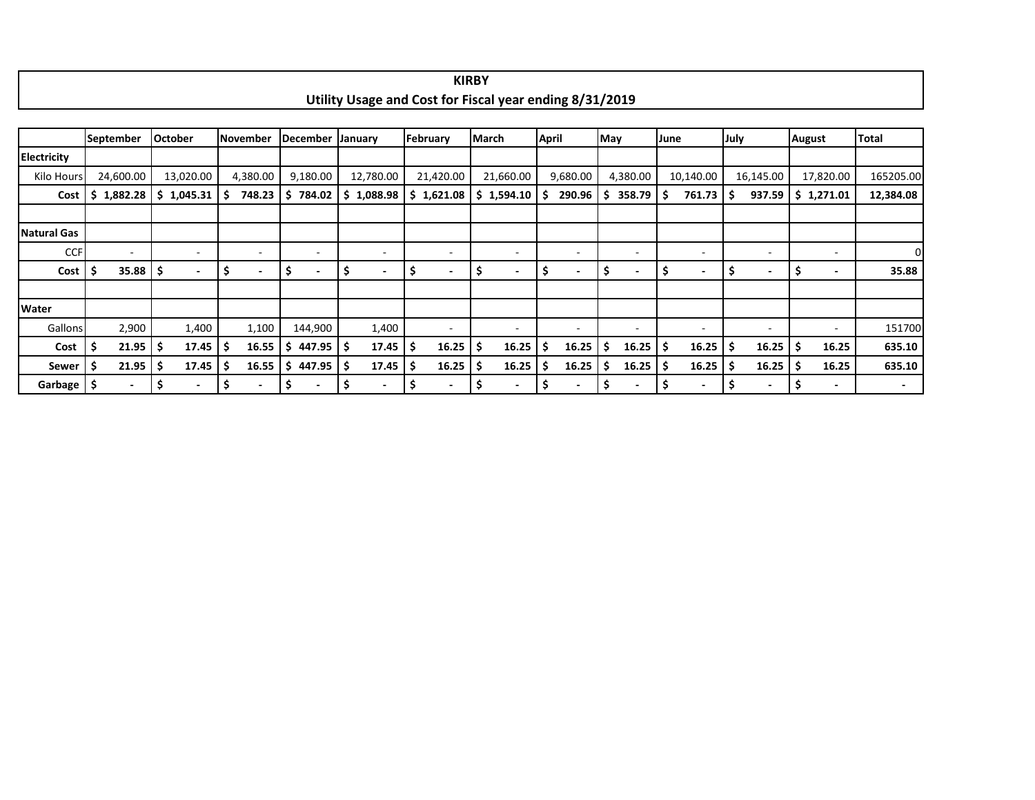# KIRBY

## Utility Usage and Cost for Fiscal year ending 8/31/2019

| | September | October | November | December | January | February | March | April | May | June | July | August | Total |
|---|---|---|---|---|---|---|---|---|---|---|---|---|---|
| **Electricity** | | | | | | | | | | | | | |
| Kilo Hours | 24,600.00 | 13,020.00 | 4,380.00 | 9,180.00 | 12,780.00 | 21,420.00 | 21,660.00 | 9,680.00 | 4,380.00 | 10,140.00 | 16,145.00 | 17,820.00 | 165205.00 |
| **Cost** | **$ 1,882.28** | **$ 1,045.31** | **$ 748.23** | **$ 784.02** | **$ 1,088.98** | **$ 1,621.08** | **$ 1,594.10** | **$ 290.96** | **$ 358.79** | **$ 761.73** | **$ 937.59** | **$ 1,271.01** | **12,384.08** |
| | | | | | | | | | | | | | |
| **Natural Gas** | | | | | | | | | | | | | |
| CCF | - | - | - | - | - | - | - | - | - | - | - | - | 0 |
| **Cost** | **$ 35.88** | **$ -** | **$ -** | **$ -** | **$ -** | **$ -** | **$ -** | **$ -** | **$ -** | **$ -** | **$ -** | **$ -** | **35.88** |
| | | | | | | | | | | | | | |
| **Water** | | | | | | | | | | | | | |
| Gallons | 2,900 | 1,400 | 1,100 | 144,900 | 1,400 | - | - | - | - | - | - | - | 151700 |
| **Cost** | **$ 21.95** | **$ 17.45** | **$ 16.55** | **$ 447.95** | **$ 17.45** | **$ 16.25** | **$ 16.25** | **$ 16.25** | **$ 16.25** | **$ 16.25** | **$ 16.25** | **$ 16.25** | **635.10** |
| **Sewer** | **$ 21.95** | **$ 17.45** | **$ 16.55** | **$ 447.95** | **$ 17.45** | **$ 16.25** | **$ 16.25** | **$ 16.25** | **$ 16.25** | **$ 16.25** | **$ 16.25** | **$ 16.25** | **635.10** |
| **Garbage** | **$ -** | **$ -** | **$ -** | **$ -** | **$ -** | **$ -** | **$ -** | **$ -** | **$ -** | **$ -** | **$ -** | **$ -** | **-** |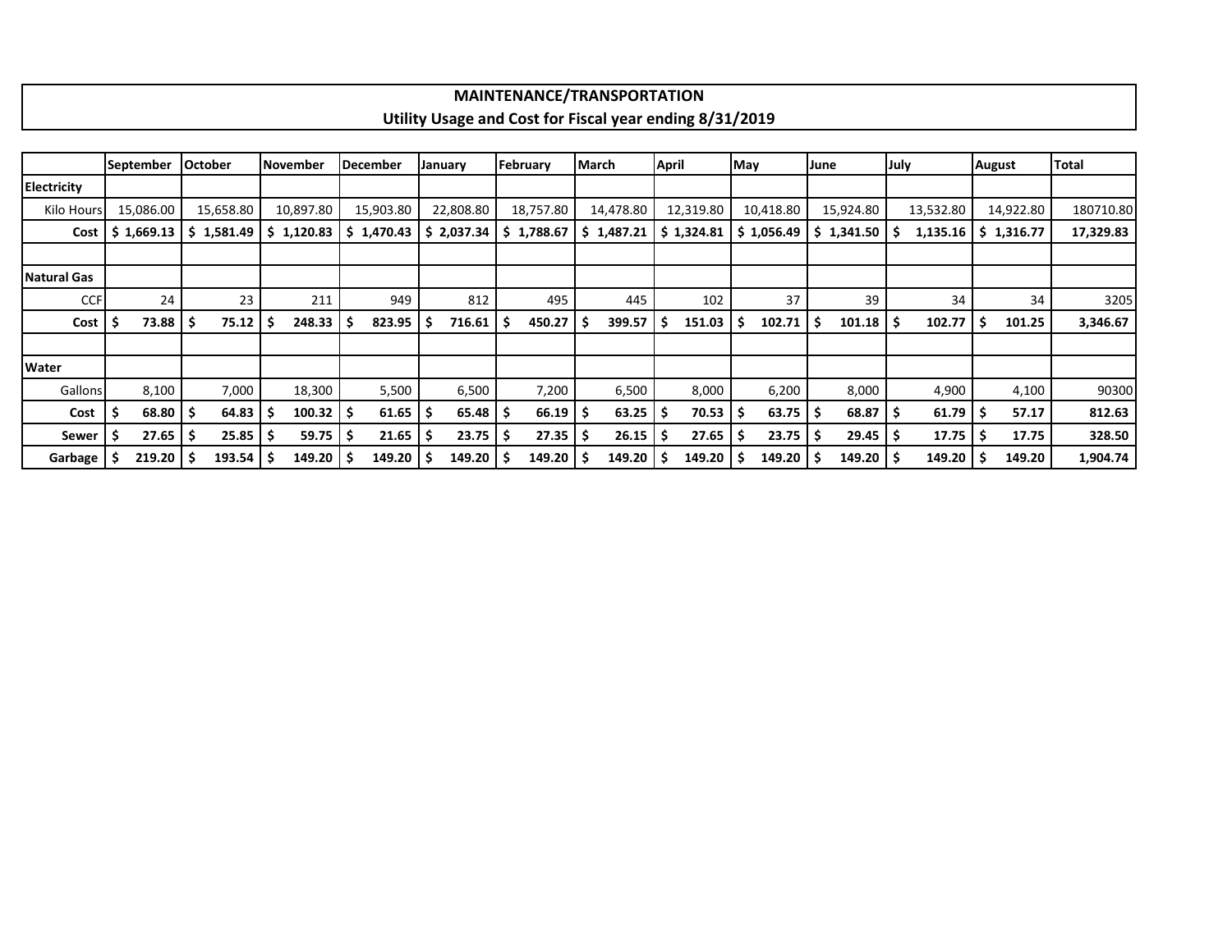# MAINTENANCE/TRANSPORTATION
## Utility Usage and Cost for Fiscal year ending 8/31/2019

| | September | October | November | December | January | February | March | April | May | June | July | August | Total |
|---|---|---|---|---|---|---|---|---|---|---|---|---|---|
| **Electricity** | | | | | | | | | | | | | |
| Kilo Hours | 15,086.00 | 15,658.80 | 10,897.80 | 15,903.80 | 22,808.80 | 18,757.80 | 14,478.80 | 12,319.80 | 10,418.80 | 15,924.80 | 13,532.80 | 14,922.80 | 180710.80 |
| **Cost** | **$ 1,669.13** | **$ 1,581.49** | **$ 1,120.83** | **$ 1,470.43** | **$ 2,037.34** | **$ 1,788.67** | **$ 1,487.21** | **$ 1,324.81** | **$ 1,056.49** | **$ 1,341.50** | **$ 1,135.16** | **$ 1,316.77** | **17,329.83** |
| | | | | | | | | | | | | | |
| **Natural Gas** | | | | | | | | | | | | | |
| CCF | 24 | 23 | 211 | 949 | 812 | 495 | 445 | 102 | 37 | 39 | 34 | 34 | 3205 |
| **Cost** | **$ 73.88** | **$ 75.12** | **$ 248.33** | **$ 823.95** | **$ 716.61** | **$ 450.27** | **$ 399.57** | **$ 151.03** | **$ 102.71** | **$ 101.18** | **$ 102.77** | **$ 101.25** | **3,346.67** |
| | | | | | | | | | | | | | |
| **Water** | | | | | | | | | | | | | |
| Gallons | 8,100 | 7,000 | 18,300 | 5,500 | 6,500 | 7,200 | 6,500 | 8,000 | 6,200 | 8,000 | 4,900 | 4,100 | 90300 |
| **Cost** | **$ 68.80** | **$ 64.83** | **$ 100.32** | **$ 61.65** | **$ 65.48** | **$ 66.19** | **$ 63.25** | **$ 70.53** | **$ 63.75** | **$ 68.87** | **$ 61.79** | **$ 57.17** | **812.63** |
| **Sewer** | **$ 27.65** | **$ 25.85** | **$ 59.75** | **$ 21.65** | **$ 23.75** | **$ 27.35** | **$ 26.15** | **$ 27.65** | **$ 23.75** | **$ 29.45** | **$ 17.75** | **$ 17.75** | **328.50** |
| **Garbage** | **$ 219.20** | **$ 193.54** | **$ 149.20** | **$ 149.20** | **$ 149.20** | **$ 149.20** | **$ 149.20** | **$ 149.20** | **$ 149.20** | **$ 149.20** | **$ 149.20** | **$ 149.20** | **1,904.74** |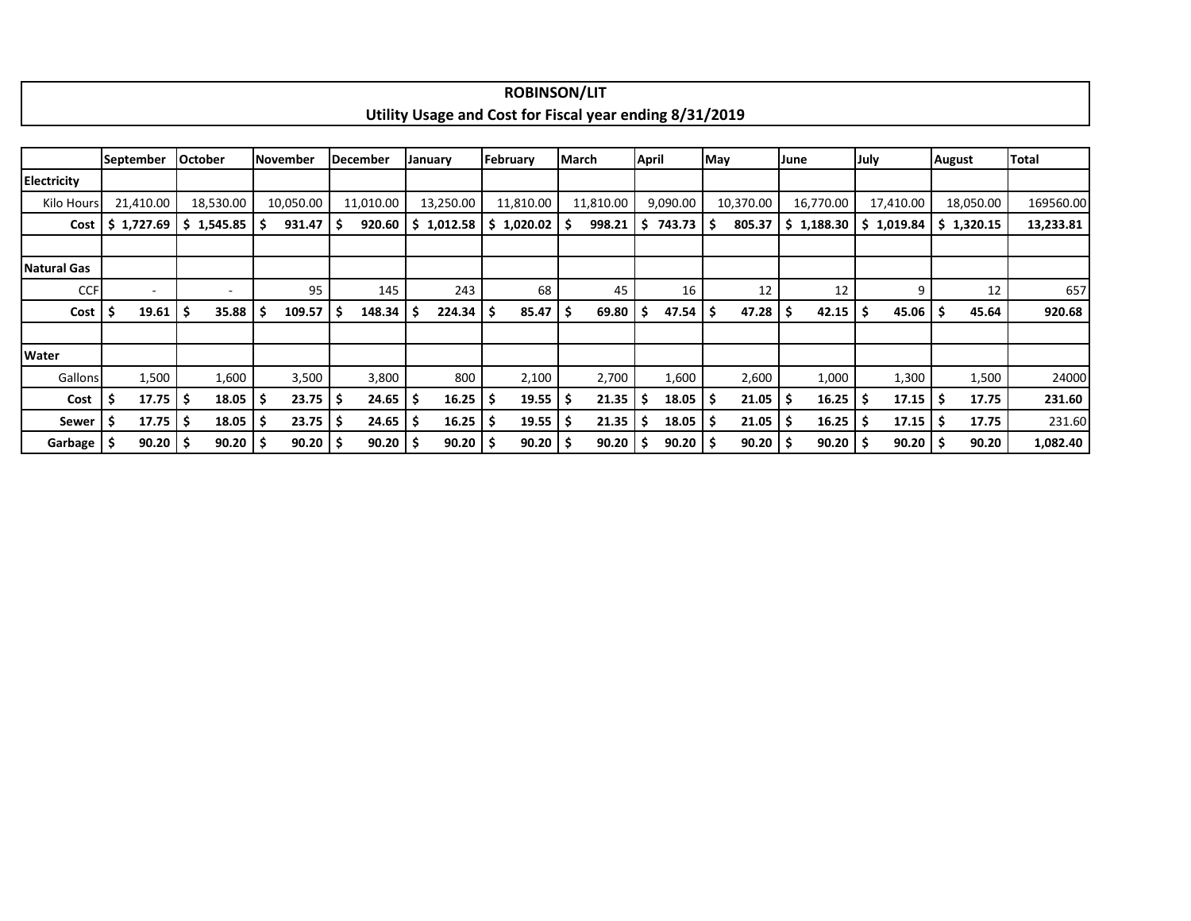# ROBINSON/LIT

## Utility Usage and Cost for Fiscal year ending 8/31/2019

| | September | October | November | December | January | February | March | April | May | June | July | August | Total |
|---|---|---|---|---|---|---|---|---|---|---|---|---|---|
| **Electricity** | | | | | | | | | | | | | |
| Kilo Hours | 21,410.00 | 18,530.00 | 10,050.00 | 11,010.00 | 13,250.00 | 11,810.00 | 11,810.00 | 9,090.00 | 10,370.00 | 16,770.00 | 17,410.00 | 18,050.00 | 169560.00 |
| **Cost** | **$ 1,727.69** | **$ 1,545.85** | **$ 931.47** | **$ 920.60** | **$ 1,012.58** | **$ 1,020.02** | **$ 998.21** | **$ 743.73** | **$ 805.37** | **$ 1,188.30** | **$ 1,019.84** | **$ 1,320.15** | **13,233.81** |
| | | | | | | | | | | | | | |
| **Natural Gas** | | | | | | | | | | | | | |
| CCF | - | - | 95 | 145 | 243 | 68 | 45 | 16 | 12 | 12 | 9 | 12 | 657 |
| **Cost** | **$ 19.61** | **$ 35.88** | **$ 109.57** | **$ 148.34** | **$ 224.34** | **$ 85.47** | **$ 69.80** | **$ 47.54** | **$ 47.28** | **$ 42.15** | **$ 45.06** | **$ 45.64** | **920.68** |
| | | | | | | | | | | | | | |
| **Water** | | | | | | | | | | | | | |
| Gallons | 1,500 | 1,600 | 3,500 | 3,800 | 800 | 2,100 | 2,700 | 1,600 | 2,600 | 1,000 | 1,300 | 1,500 | 24000 |
| **Cost** | **$ 17.75** | **$ 18.05** | **$ 23.75** | **$ 24.65** | **$ 16.25** | **$ 19.55** | **$ 21.35** | **$ 18.05** | **$ 21.05** | **$ 16.25** | **$ 17.15** | **$ 17.75** | **231.60** |
| **Sewer** | **$ 17.75** | **$ 18.05** | **$ 23.75** | **$ 24.65** | **$ 16.25** | **$ 19.55** | **$ 21.35** | **$ 18.05** | **$ 21.05** | **$ 16.25** | **$ 17.15** | **$ 17.75** | 231.60 |
| **Garbage** | **$ 90.20** | **$ 90.20** | **$ 90.20** | **$ 90.20** | **$ 90.20** | **$ 90.20** | **$ 90.20** | **$ 90.20** | **$ 90.20** | **$ 90.20** | **$ 90.20** | **$ 90.20** | **1,082.40** |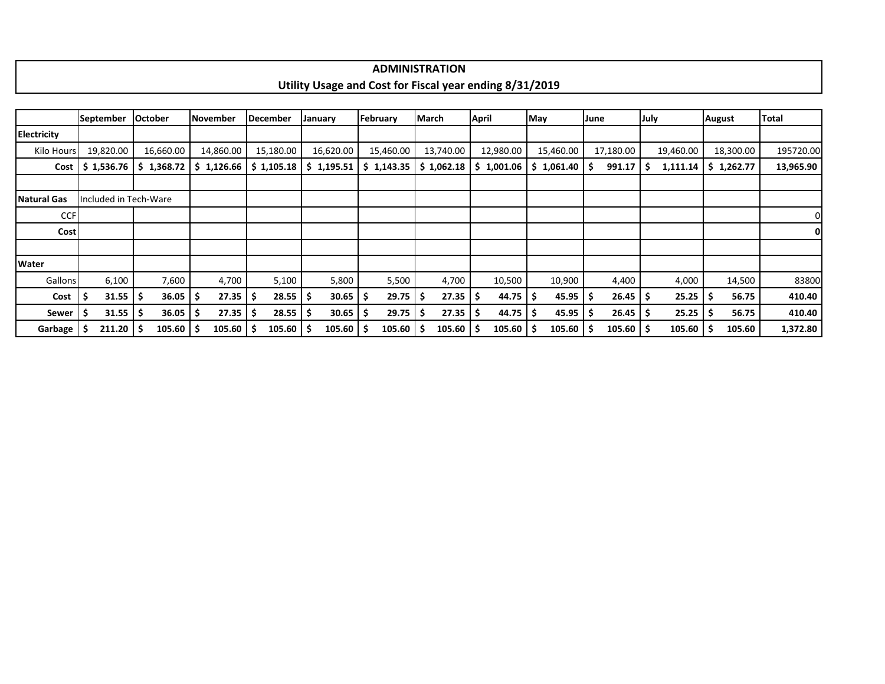# ADMINISTRATION

## Utility Usage and Cost for Fiscal year ending 8/31/2019

| | September | October | November | December | January | February | March | April | May | June | July | August | Total |
|---|---|---|---|---|---|---|---|---|---|---|---|---|---|
| **Electricity** | | | | | | | | | | | | | |
| Kilo Hours | 19,820.00 | 16,660.00 | 14,860.00 | 15,180.00 | 16,620.00 | 15,460.00 | 13,740.00 | 12,980.00 | 15,460.00 | 17,180.00 | 19,460.00 | 18,300.00 | 195720.00 |
| **Cost** | **$ 1,536.76** | **$ 1,368.72** | **$ 1,126.66** | **$ 1,105.18** | **$ 1,195.51** | **$ 1,143.35** | **$ 1,062.18** | **$ 1,001.06** | **$ 1,061.40** | **$ 991.17** | **$ 1,111.14** | **$ 1,262.77** | **13,965.90** |
| | | | | | | | | | | | | | |
| **Natural Gas** | Included in Tech-Ware | | | | | | | | | | | | |
| CCF | | | | | | | | | | | | | 0 |
| **Cost** | | | | | | | | | | | | | **0** |
| | | | | | | | | | | | | | |
| **Water** | | | | | | | | | | | | | |
| Gallons | 6,100 | 7,600 | 4,700 | 5,100 | 5,800 | 5,500 | 4,700 | 10,500 | 10,900 | 4,400 | 4,000 | 14,500 | 83800 |
| **Cost** | **$ 31.55** | **$ 36.05** | **$ 27.35** | **$ 28.55** | **$ 30.65** | **$ 29.75** | **$ 27.35** | **$ 44.75** | **$ 45.95** | **$ 26.45** | **$ 25.25** | **$ 56.75** | **410.40** |
| **Sewer** | **$ 31.55** | **$ 36.05** | **$ 27.35** | **$ 28.55** | **$ 30.65** | **$ 29.75** | **$ 27.35** | **$ 44.75** | **$ 45.95** | **$ 26.45** | **$ 25.25** | **$ 56.75** | **410.40** |
| **Garbage** | **$ 211.20** | **$ 105.60** | **$ 105.60** | **$ 105.60** | **$ 105.60** | **$ 105.60** | **$ 105.60** | **$ 105.60** | **$ 105.60** | **$ 105.60** | **$ 105.60** | **$ 105.60** | **1,372.80** |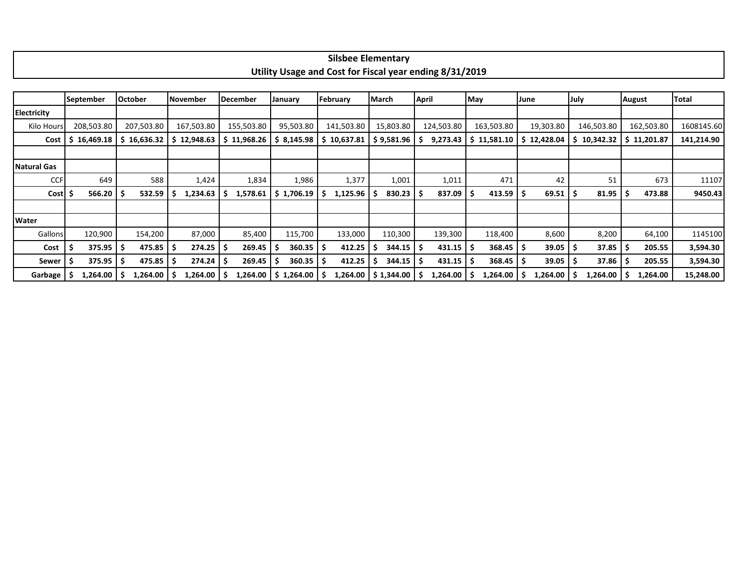**Silsbee Elementary**
**Utility Usage and Cost for Fiscal year ending 8/31/2019**

| | September | October | November | December | January | February | March | April | May | June | July | August | Total |
|---|---|---|---|---|---|---|---|---|---|---|---|---|---|
| **Electricity** | | | | | | | | | | | | | |
| Kilo Hours | 208,503.80 | 207,503.80 | 167,503.80 | 155,503.80 | 95,503.80 | 141,503.80 | 15,803.80 | 124,503.80 | 163,503.80 | 19,303.80 | 146,503.80 | 162,503.80 | 1608145.60 |
| **Cost** | **$ 16,469.18** | **$ 16,636.32** | **$ 12,948.63** | **$ 11,968.26** | **$ 8,145.98** | **$ 10,637.81** | **$ 9,581.96** | **$ 9,273.43** | **$ 11,581.10** | **$ 12,428.04** | **$ 10,342.32** | **$ 11,201.87** | **141,214.90** |
| | | | | | | | | | | | | | |
| **Natural Gas** | | | | | | | | | | | | | |
| CCF | 649 | 588 | 1,424 | 1,834 | 1,986 | 1,377 | 1,001 | 1,011 | 471 | 42 | 51 | 673 | 11107 |
| **Cost** | **$ 566.20** | **$ 532.59** | **$ 1,234.63** | **$ 1,578.61** | **$ 1,706.19** | **$ 1,125.96** | **$ 830.23** | **$ 837.09** | **$ 413.59** | **$ 69.51** | **$ 81.95** | **$ 473.88** | **9450.43** |
| | | | | | | | | | | | | | |
| **Water** | | | | | | | | | | | | | |
| Gallons | 120,900 | 154,200 | 87,000 | 85,400 | 115,700 | 133,000 | 110,300 | 139,300 | 118,400 | 8,600 | 8,200 | 64,100 | 1145100 |
| **Cost** | **$ 375.95** | **$ 475.85** | **$ 274.25** | **$ 269.45** | **$ 360.35** | **$ 412.25** | **$ 344.15** | **$ 431.15** | **$ 368.45** | **$ 39.05** | **$ 37.85** | **$ 205.55** | **3,594.30** |
| **Sewer** | **$ 375.95** | **$ 475.85** | **$ 274.24** | **$ 269.45** | **$ 360.35** | **$ 412.25** | **$ 344.15** | **$ 431.15** | **$ 368.45** | **$ 39.05** | **$ 37.86** | **$ 205.55** | **3,594.30** |
| **Garbage** | **$ 1,264.00** | **$ 1,264.00** | **$ 1,264.00** | **$ 1,264.00** | **$ 1,264.00** | **$ 1,264.00** | **$ 1,344.00** | **$ 1,264.00** | **$ 1,264.00** | **$ 1,264.00** | **$ 1,264.00** | **$ 1,264.00** | **15,248.00** |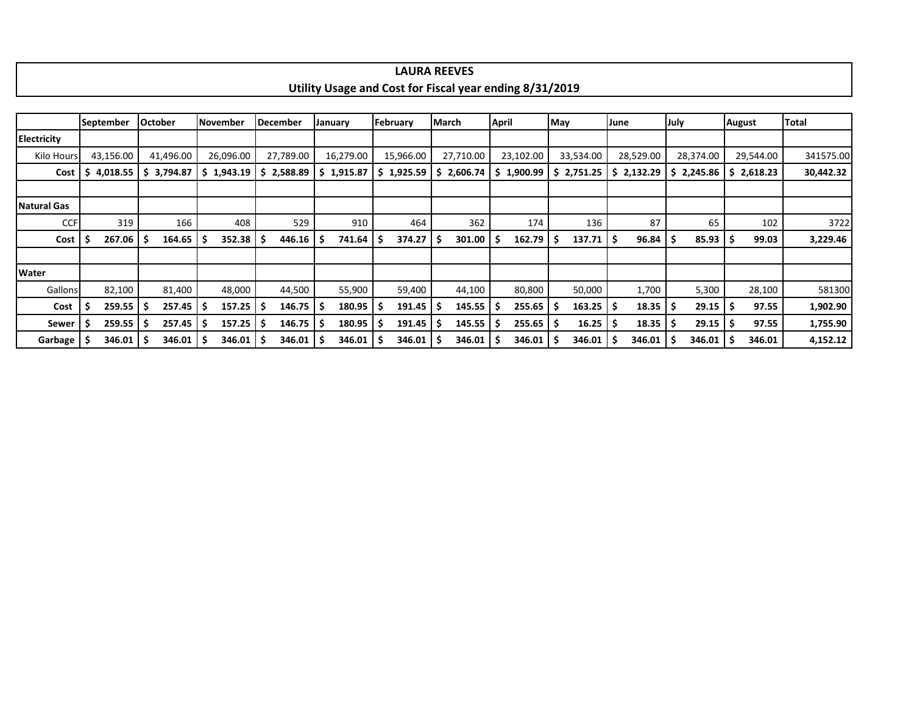# LAURA REEVES

## Utility Usage and Cost for Fiscal year ending 8/31/2019

| | September | October | November | December | January | February | March | April | May | June | July | August | Total |
|---|---|---|---|---|---|---|---|---|---|---|---|---|---|
| **Electricity** | | | | | | | | | | | | | |
| Kilo Hours | 43,156.00 | 41,496.00 | 26,096.00 | 27,789.00 | 16,279.00 | 15,966.00 | 27,710.00 | 23,102.00 | 33,534.00 | 28,529.00 | 28,374.00 | 29,544.00 | 341575.00 |
| **Cost** | **$ 4,018.55** | **$ 3,794.87** | **$ 1,943.19** | **$ 2,588.89** | **$ 1,915.87** | **$ 1,925.59** | **$ 2,606.74** | **$ 1,900.99** | **$ 2,751.25** | **$ 2,132.29** | **$ 2,245.86** | **$ 2,618.23** | **30,442.32** |
| | | | | | | | | | | | | | |
| **Natural Gas** | | | | | | | | | | | | | |
| CCF | 319 | 166 | 408 | 529 | 910 | 464 | 362 | 174 | 136 | 87 | 65 | 102 | 3722 |
| **Cost** | **$ 267.06** | **$ 164.65** | **$ 352.38** | **$ 446.16** | **$ 741.64** | **$ 374.27** | **$ 301.00** | **$ 162.79** | **$ 137.71** | **$ 96.84** | **$ 85.93** | **$ 99.03** | **3,229.46** |
| | | | | | | | | | | | | | |
| **Water** | | | | | | | | | | | | | |
| Gallons | 82,100 | 81,400 | 48,000 | 44,500 | 55,900 | 59,400 | 44,100 | 80,800 | 50,000 | 1,700 | 5,300 | 28,100 | 581300 |
| **Cost** | **$ 259.55** | **$ 257.45** | **$ 157.25** | **$ 146.75** | **$ 180.95** | **$ 191.45** | **$ 145.55** | **$ 255.65** | **$ 163.25** | **$ 18.35** | **$ 29.15** | **$ 97.55** | **1,902.90** |
| **Sewer** | **$ 259.55** | **$ 257.45** | **$ 157.25** | **$ 146.75** | **$ 180.95** | **$ 191.45** | **$ 145.55** | **$ 255.65** | **$ 16.25** | **$ 18.35** | **$ 29.15** | **$ 97.55** | **1,755.90** |
| **Garbage** | **$ 346.01** | **$ 346.01** | **$ 346.01** | **$ 346.01** | **$ 346.01** | **$ 346.01** | **$ 346.01** | **$ 346.01** | **$ 346.01** | **$ 346.01** | **$ 346.01** | **$ 346.01** | **4,152.12** |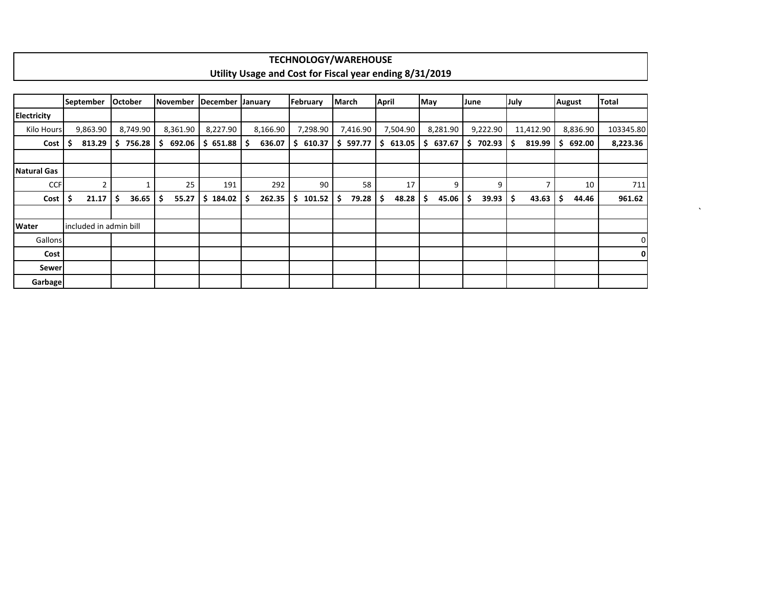**TECHNOLOGY/WAREHOUSE**
**Utility Usage and Cost for Fiscal year ending 8/31/2019**

| | September | October | November | December | January | February | March | April | May | June | July | August | Total |
|---|---|---|---|---|---|---|---|---|---|---|---|---|---|
| **Electricity** | | | | | | | | | | | | | |
| Kilo Hours | 9,863.90 | 8,749.90 | 8,361.90 | 8,227.90 | 8,166.90 | 7,298.90 | 7,416.90 | 7,504.90 | 8,281.90 | 9,222.90 | 11,412.90 | 8,836.90 | 103345.80 |
| **Cost** | **$ 813.29** | **$ 756.28** | **$ 692.06** | **$ 651.88** | **$ 636.07** | **$ 610.37** | **$ 597.77** | **$ 613.05** | **$ 637.67** | **$ 702.93** | **$ 819.99** | **$ 692.00** | **8,223.36** |
| | | | | | | | | | | | | | |
| **Natural Gas** | | | | | | | | | | | | | |
| CCF | 2 | 1 | 25 | 191 | 292 | 90 | 58 | 17 | 9 | 9 | 7 | 10 | 711 |
| **Cost** | **$ 21.17** | **$ 36.65** | **$ 55.27** | **$ 184.02** | **$ 262.35** | **$ 101.52** | **$ 79.28** | **$ 48.28** | **$ 45.06** | **$ 39.93** | **$ 43.63** | **$ 44.46** | **961.62** |
| | | | | | | | | | | | | | |
| **Water** | included in admin bill | | | | | | | | | | | | |
| Gallons | | | | | | | | | | | | | 0 |
| **Cost** | | | | | | | | | | | | | **0** |
| **Sewer** | | | | | | | | | | | | | |
| **Garbage** | | | | | | | | | | | | | |